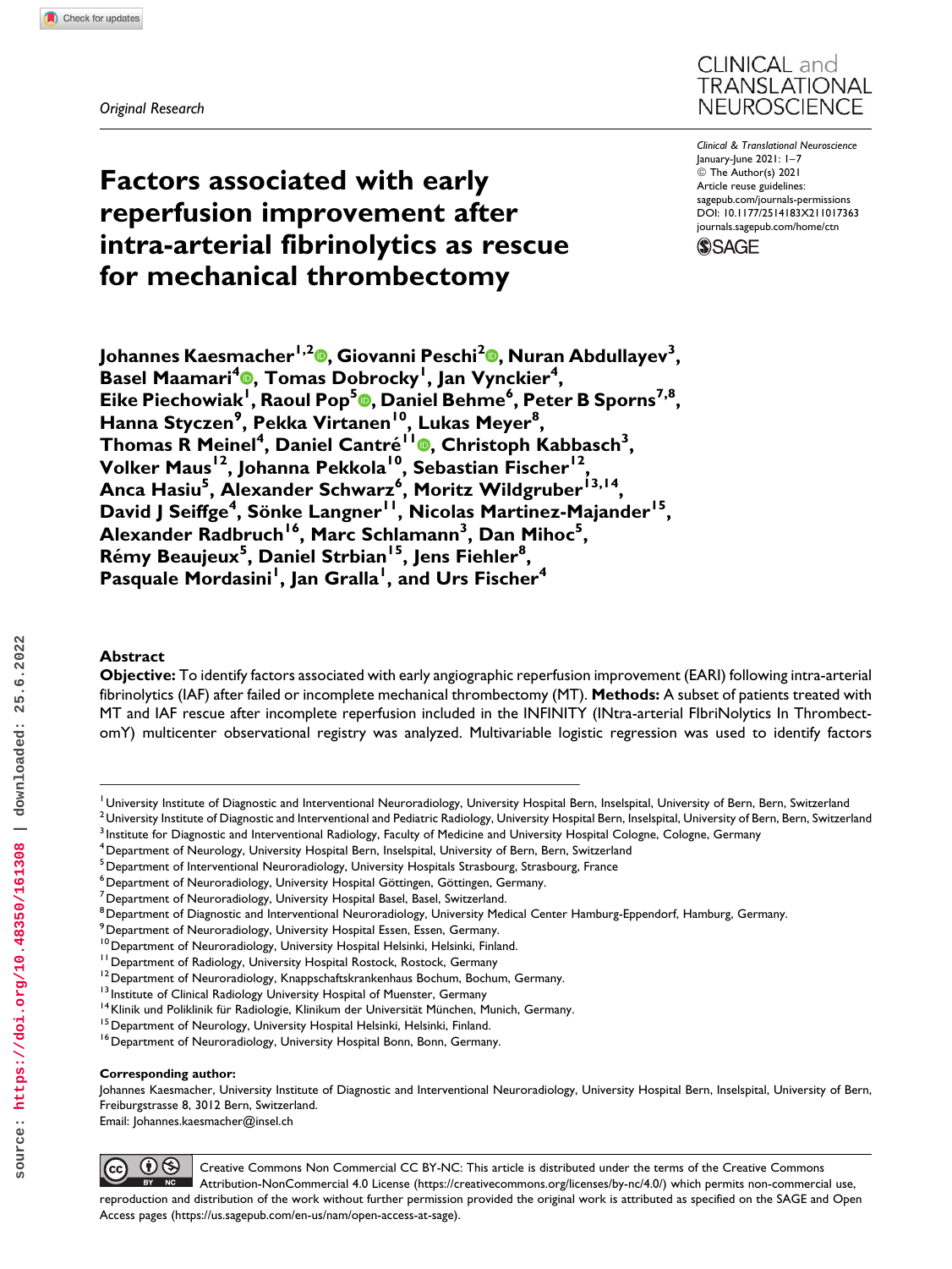*Original Research*

# Factors associated with early reperfusion improvement after intra-arterial fibrinolytics as rescue for mechanical thrombectomy

Clinical & Translational Neuroscience
January-June 2021: 1–7
© The Author(s) 2021
Article reuse guidelines: sagepub.com/journals-permissions
DOI: 10.1177/2514183X211017363
journals.sagepub.com/home/ctn

**Johannes Kaesmacher[1,2], Giovanni Peschi[2], Nuran Abdullayev[3], Basel Maamari[4], Tomas Dobrocky[1], Jan Vynckier[4], Eike Piechowiak[1], Raoul Pop[5], Daniel Behme[6], Peter B Sporns[7,8], Hanna Styczen[9], Pekka Virtanen[10], Lukas Meyer[8], Thomas R Meinel[4], Daniel Cantré[11], Christoph Kabbasch[3], Volker Maus[12], Johanna Pekkola[10], Sebastian Fischer[12], Anca Hasiu[5], Alexander Schwarz[6], Moritz Wildgruber[13,14], David J Seiffge[4], Sönke Langner[11], Nicolas Martinez-Majander[15], Alexander Radbruch[16], Marc Schlamann[3], Dan Mihoc[5], Rémy Beaujeux[5], Daniel Strbian[15], Jens Fiehler[8], Pasquale Mordasini[1], Jan Gralla[1], and Urs Fischer[4]**

## Abstract

**Objective:** To identify factors associated with early angiographic reperfusion improvement (EARI) following intra-arterial fibrinolytics (IAF) after failed or incomplete mechanical thrombectomy (MT). **Methods:** A subset of patients treated with MT and IAF rescue after incomplete reperfusion included in the INFINITY (INtra-arterial FIbriNolytics In ThrombectomY) multicenter observational registry was analyzed. Multivariable logistic regression was used to identify factors

---

[1] University Institute of Diagnostic and Interventional Neuroradiology, University Hospital Bern, Inselspital, University of Bern, Bern, Switzerland
[2] University Institute of Diagnostic and Interventional and Pediatric Radiology, University Hospital Bern, Inselspital, University of Bern, Bern, Switzerland
[3] Institute for Diagnostic and Interventional Radiology, Faculty of Medicine and University Hospital Cologne, Cologne, Germany
[4] Department of Neurology, University Hospital Bern, Inselspital, University of Bern, Bern, Switzerland
[5] Department of Interventional Neuroradiology, University Hospitals Strasbourg, Strasbourg, France
[6] Department of Neuroradiology, University Hospital Göttingen, Göttingen, Germany.
[7] Department of Neuroradiology, University Hospital Basel, Basel, Switzerland.
[8] Department of Diagnostic and Interventional Neuroradiology, University Medical Center Hamburg-Eppendorf, Hamburg, Germany.
[9] Department of Neuroradiology, University Hospital Essen, Essen, Germany.
[10] Department of Neuroradiology, University Hospital Helsinki, Helsinki, Finland.
[11] Department of Radiology, University Hospital Rostock, Rostock, Germany
[12] Department of Neuroradiology, Knappschaftskrankenhaus Bochum, Bochum, Germany.
[13] Institute of Clinical Radiology University Hospital of Muenster, Germany
[14] Klinik und Poliklinik für Radiologie, Klinikum der Universität München, Munich, Germany.
[15] Department of Neurology, University Hospital Helsinki, Helsinki, Finland.
[16] Department of Neuroradiology, University Hospital Bonn, Bonn, Germany.

**Corresponding author:**
Johannes Kaesmacher, University Institute of Diagnostic and Interventional Neuroradiology, University Hospital Bern, Inselspital, University of Bern, Freiburgstrasse 8, 3012 Bern, Switzerland.
Email: Johannes.kaesmacher@insel.ch

Creative Commons Non Commercial CC BY-NC: This article is distributed under the terms of the Creative Commons Attribution-NonCommercial 4.0 License (https://creativecommons.org/licenses/by-nc/4.0/) which permits non-commercial use, reproduction and distribution of the work without further permission provided the original work is attributed as specified on the SAGE and Open Access pages (https://us.sagepub.com/en-us/nam/open-access-at-sage).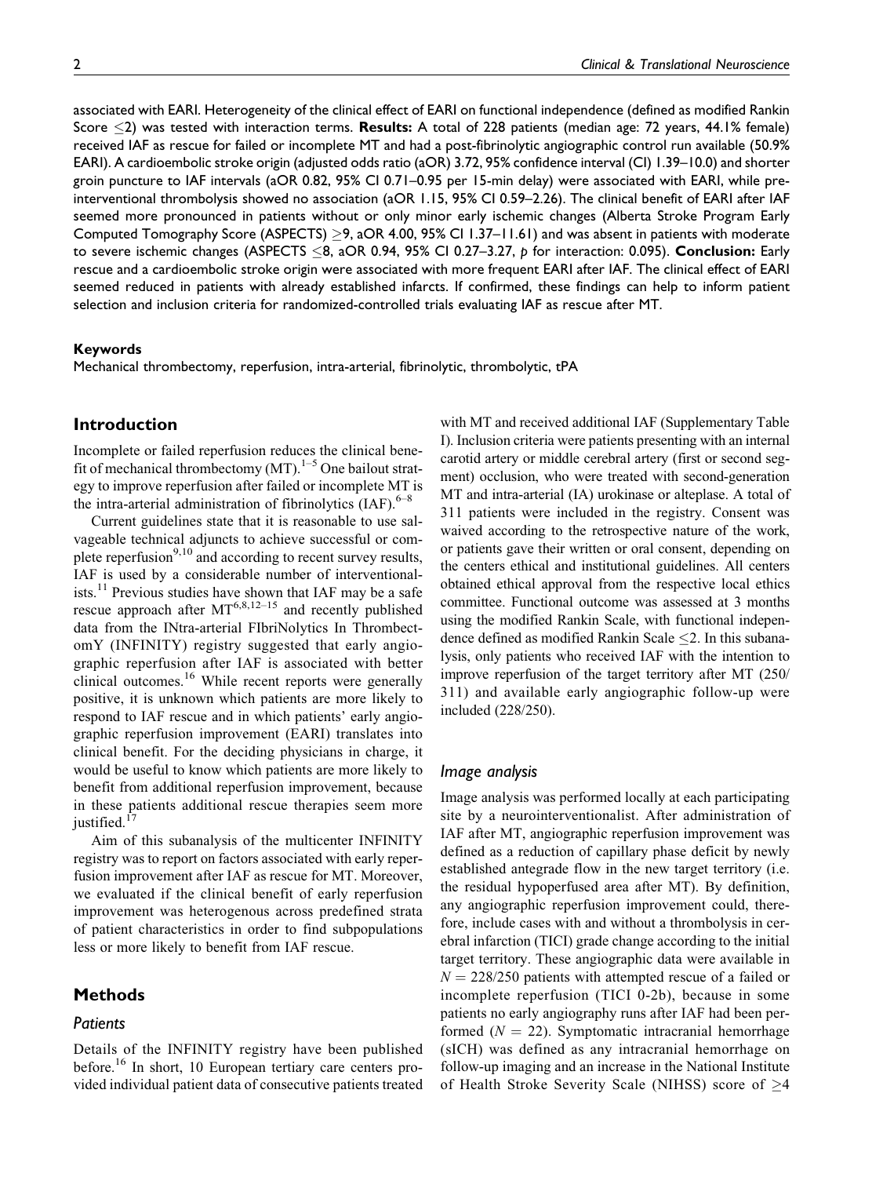associated with EARI. Heterogeneity of the clinical effect of EARI on functional independence (defined as modified Rankin Score ≤2) was tested with interaction terms. **Results:** A total of 228 patients (median age: 72 years, 44.1% female) received IAF as rescue for failed or incomplete MT and had a post-fibrinolytic angiographic control run available (50.9% EARI). A cardioembolic stroke origin (adjusted odds ratio (aOR) 3.72, 95% confidence interval (CI) 1.39–10.0) and shorter groin puncture to IAF intervals (aOR 0.82, 95% CI 0.71–0.95 per 15-min delay) were associated with EARI, while pre-interventional thrombolysis showed no association (aOR 1.15, 95% CI 0.59–2.26). The clinical benefit of EARI after IAF seemed more pronounced in patients without or only minor early ischemic changes (Alberta Stroke Program Early Computed Tomography Score (ASPECTS) ≥9, aOR 4.00, 95% CI 1.37–11.61) and was absent in patients with moderate to severe ischemic changes (ASPECTS ≤8, aOR 0.94, 95% CI 0.27–3.27, *p* for interaction: 0.095). **Conclusion:** Early rescue and a cardioembolic stroke origin were associated with more frequent EARI after IAF. The clinical effect of EARI seemed reduced in patients with already established infarcts. If confirmed, these findings can help to inform patient selection and inclusion criteria for randomized-controlled trials evaluating IAF as rescue after MT.

#### Keywords

Mechanical thrombectomy, reperfusion, intra-arterial, fibrinolytic, thrombolytic, tPA

## Introduction

Incomplete or failed reperfusion reduces the clinical benefit of mechanical thrombectomy (MT).[1–5] One bailout strategy to improve reperfusion after failed or incomplete MT is the intra-arterial administration of fibrinolytics (IAF).[6–8]

Current guidelines state that it is reasonable to use salvageable technical adjuncts to achieve successful or complete reperfusion[9,10] and according to recent survey results, IAF is used by a considerable number of interventionalists.[11] Previous studies have shown that IAF may be a safe rescue approach after MT[6,8,12–15] and recently published data from the INtra-arterial FIbriNolytics In ThrombectomY (INFINITY) registry suggested that early angiographic reperfusion after IAF is associated with better clinical outcomes.[16] While recent reports were generally positive, it is unknown which patients are more likely to respond to IAF rescue and in which patients' early angiographic reperfusion improvement (EARI) translates into clinical benefit. For the deciding physicians in charge, it would be useful to know which patients are more likely to benefit from additional reperfusion improvement, because in these patients additional rescue therapies seem more justified.[17]

Aim of this subanalysis of the multicenter INFINITY registry was to report on factors associated with early reperfusion improvement after IAF as rescue for MT. Moreover, we evaluated if the clinical benefit of early reperfusion improvement was heterogenous across predefined strata of patient characteristics in order to find subpopulations less or more likely to benefit from IAF rescue.

## Methods

### Patients

Details of the INFINITY registry have been published before.[16] In short, 10 European tertiary care centers provided individual patient data of consecutive patients treated with MT and received additional IAF (Supplementary Table I). Inclusion criteria were patients presenting with an internal carotid artery or middle cerebral artery (first or second segment) occlusion, who were treated with second-generation MT and intra-arterial (IA) urokinase or alteplase. A total of 311 patients were included in the registry. Consent was waived according to the retrospective nature of the work, or patients gave their written or oral consent, depending on the centers ethical and institutional guidelines. All centers obtained ethical approval from the respective local ethics committee. Functional outcome was assessed at 3 months using the modified Rankin Scale, with functional independence defined as modified Rankin Scale ≤2. In this subanalysis, only patients who received IAF with the intention to improve reperfusion of the target territory after MT (250/311) and available early angiographic follow-up were included (228/250).

### Image analysis

Image analysis was performed locally at each participating site by a neurointerventionalist. After administration of IAF after MT, angiographic reperfusion improvement was defined as a reduction of capillary phase deficit by newly established antegrade flow in the new target territory (i.e. the residual hypoperfused area after MT). By definition, any angiographic reperfusion improvement could, therefore, include cases with and without a thrombolysis in cerebral infarction (TICI) grade change according to the initial target territory. These angiographic data were available in $N = 228/250$ patients with attempted rescue of a failed or incomplete reperfusion (TICI 0-2b), because in some patients no early angiography runs after IAF had been performed ($N = 22$). Symptomatic intracranial hemorrhage (sICH) was defined as any intracranial hemorrhage on follow-up imaging and an increase in the National Institute of Health Stroke Severity Scale (NIHSS) score of ≥4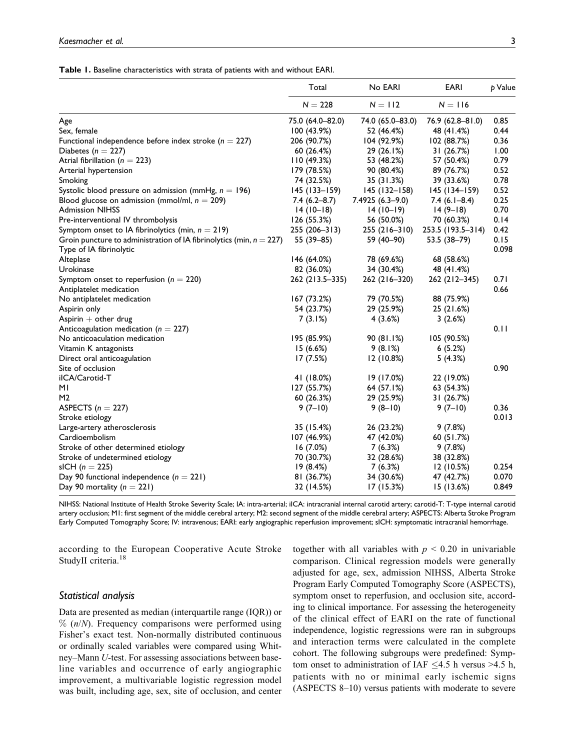**Table 1.** Baseline characteristics with strata of patients with and without EARI.

| | Total | No EARI | EARI | p Value |
|---|---|---|---|---|
| | N = 228 | N = 112 | N = 116 | |
| Age | 75.0 (64.0–82.0) | 74.0 (65.0–83.0) | 76.9 (62.8–81.0) | 0.85 |
| Sex, female | 100 (43.9%) | 52 (46.4%) | 48 (41.4%) | 0.44 |
| Functional independence before index stroke (n = 227) | 206 (90.7%) | 104 (92.9%) | 102 (88.7%) | 0.36 |
| Diabetes (n = 227) | 60 (26.4%) | 29 (26.1%) | 31 (26.7%) | 1.00 |
| Atrial fibrillation (n = 223) | 110 (49.3%) | 53 (48.2%) | 57 (50.4%) | 0.79 |
| Arterial hypertension | 179 (78.5%) | 90 (80.4%) | 89 (76.7%) | 0.52 |
| Smoking | 74 (32.5%) | 35 (31.3%) | 39 (33.6%) | 0.78 |
| Systolic blood pressure on admission (mmHg, n = 196) | 145 (133–159) | 145 (132–158) | 145 (134–159) | 0.52 |
| Blood glucose on admission (mmol/ml, n = 209) | 7.4 (6.2–8.7) | 7.4925 (6.3–9.0) | 7.4 (6.1–8.4) | 0.25 |
| Admission NIHSS | 14 (10–18) | 14 (10–19) | 14 (9–18) | 0.70 |
| Pre-interventional IV thrombolysis | 126 (55.3%) | 56 (50.0%) | 70 (60.3%) | 0.14 |
| Symptom onset to IA fibrinolytics (min, n = 219) | 255 (206–313) | 255 (216–310) | 253.5 (193.5–314) | 0.42 |
| Groin puncture to administration of IA fibrinolytics (min, n = 227) | 55 (39–85) | 59 (40–90) | 53.5 (38–79) | 0.15 |
| Type of IA fibrinolytic | | | | 0.098 |
| Alteplase | 146 (64.0%) | 78 (69.6%) | 68 (58.6%) | |
| Urokinase | 82 (36.0%) | 34 (30.4%) | 48 (41.4%) | |
| Symptom onset to reperfusion (n = 220) | 262 (213.5–335) | 262 (216–320) | 262 (212–345) | 0.71 |
| Antiplatelet medication | | | | 0.66 |
| No antiplatelet medication | 167 (73.2%) | 79 (70.5%) | 88 (75.9%) | |
| Aspirin only | 54 (23.7%) | 29 (25.9%) | 25 (21.6%) | |
| Aspirin + other drug | 7 (3.1%) | 4 (3.6%) | 3 (2.6%) | |
| Anticoagulation medication (n = 227) | | | | 0.11 |
| No anticoaculation medication | 195 (85.9%) | 90 (81.1%) | 105 (90.5%) | |
| Vitamin K antagonists | 15 (6.6%) | 9 (8.1%) | 6 (5.2%) | |
| Direct oral anticoagulation | 17 (7.5%) | 12 (10.8%) | 5 (4.3%) | |
| Site of occlusion | | | | 0.90 |
| iICA/Carotid-T | 41 (18.0%) | 19 (17.0%) | 22 (19.0%) | |
| M1 | 127 (55.7%) | 64 (57.1%) | 63 (54.3%) | |
| M2 | 60 (26.3%) | 29 (25.9%) | 31 (26.7%) | |
| ASPECTS (n = 227) | 9 (7–10) | 9 (8–10) | 9 (7–10) | 0.36 |
| Stroke etiology | | | | 0.013 |
| Large-artery atherosclerosis | 35 (15.4%) | 26 (23.2%) | 9 (7.8%) | |
| Cardioembolism | 107 (46.9%) | 47 (42.0%) | 60 (51.7%) | |
| Stroke of other determined etiology | 16 (7.0%) | 7 (6.3%) | 9 (7.8%) | |
| Stroke of undetermined etiology | 70 (30.7%) | 32 (28.6%) | 38 (32.8%) | |
| sICH (n = 225) | 19 (8.4%) | 7 (6.3%) | 12 (10.5%) | 0.254 |
| Day 90 functional independence (n = 221) | 81 (36.7%) | 34 (30.6%) | 47 (42.7%) | 0.070 |
| Day 90 mortality (n = 221) | 32 (14.5%) | 17 (15.3%) | 15 (13.6%) | 0.849 |

NIHSS: National Institute of Health Stroke Severity Scale; IA: intra-arterial; iICA: intracranial internal carotid artery; carotid-T: T-type internal carotid artery occlusion; M1: first segment of the middle cerebral artery; M2: second segment of the middle cerebral artery; ASPECTS: Alberta Stroke Program Early Computed Tomography Score; IV: intravenous; EARI: early angiographic reperfusion improvement; sICH: symptomatic intracranial hemorrhage.

according to the European Cooperative Acute Stroke StudyII criteria.[18]

### Statistical analysis

Data are presented as median (interquartile range (IQR)) or % (n/N). Frequency comparisons were performed using Fisher's exact test. Non-normally distributed continuous or ordinally scaled variables were compared using Whitney–Mann U-test. For assessing associations between baseline variables and occurrence of early angiographic improvement, a multivariable logistic regression model was built, including age, sex, site of occlusion, and center together with all variables with $p < 0.20$ in univariable comparison. Clinical regression models were generally adjusted for age, sex, admission NIHSS, Alberta Stroke Program Early Computed Tomography Score (ASPECTS), symptom onset to reperfusion, and occlusion site, according to clinical importance. For assessing the heterogeneity of the clinical effect of EARI on the rate of functional independence, logistic regressions were ran in subgroups and interaction terms were calculated in the complete cohort. The following subgroups were predefined: Symptom onset to administration of IAF $\leq$4.5 h versus >4.5 h, patients with no or minimal early ischemic signs (ASPECTS 8–10) versus patients with moderate to severe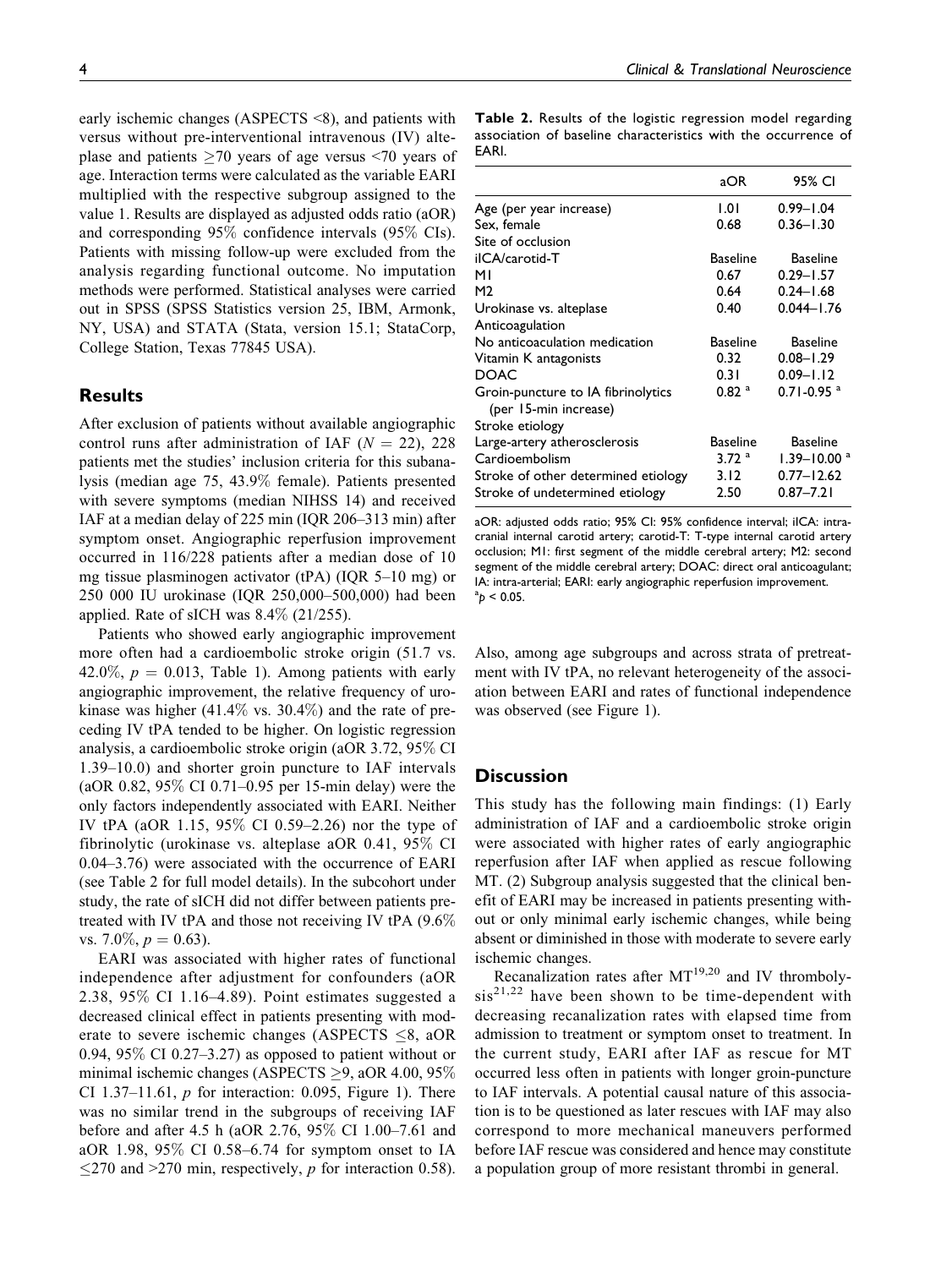early ischemic changes (ASPECTS <8), and patients with versus without pre-interventional intravenous (IV) alteplase and patients ≥70 years of age versus <70 years of age. Interaction terms were calculated as the variable EARI multiplied with the respective subgroup assigned to the value 1. Results are displayed as adjusted odds ratio (aOR) and corresponding 95% confidence intervals (95% CIs). Patients with missing follow-up were excluded from the analysis regarding functional outcome. No imputation methods were performed. Statistical analyses were carried out in SPSS (SPSS Statistics version 25, IBM, Armonk, NY, USA) and STATA (Stata, version 15.1; StataCorp, College Station, Texas 77845 USA).

## Results

After exclusion of patients without available angiographic control runs after administration of IAF ($N = 22$), 228 patients met the studies' inclusion criteria for this subanalysis (median age 75, 43.9% female). Patients presented with severe symptoms (median NIHSS 14) and received IAF at a median delay of 225 min (IQR 206–313 min) after symptom onset. Angiographic reperfusion improvement occurred in 116/228 patients after a median dose of 10 mg tissue plasminogen activator (tPA) (IQR 5–10 mg) or 250 000 IU urokinase (IQR 250,000–500,000) had been applied. Rate of sICH was 8.4% (21/255).

Patients who showed early angiographic improvement more often had a cardioembolic stroke origin (51.7 vs. 42.0%, $p = 0.013$, Table 1). Among patients with early angiographic improvement, the relative frequency of urokinase was higher (41.4% vs. 30.4%) and the rate of preceding IV tPA tended to be higher. On logistic regression analysis, a cardioembolic stroke origin (aOR 3.72, 95% CI 1.39–10.0) and shorter groin puncture to IAF intervals (aOR 0.82, 95% CI 0.71–0.95 per 15-min delay) were the only factors independently associated with EARI. Neither IV tPA (aOR 1.15, 95% CI 0.59–2.26) nor the type of fibrinolytic (urokinase vs. alteplase aOR 0.41, 95% CI 0.04–3.76) were associated with the occurrence of EARI (see Table 2 for full model details). In the subcohort under study, the rate of sICH did not differ between patients pretreated with IV tPA and those not receiving IV tPA (9.6% vs. 7.0%, $p = 0.63$).

EARI was associated with higher rates of functional independence after adjustment for confounders (aOR 2.38, 95% CI 1.16–4.89). Point estimates suggested a decreased clinical effect in patients presenting with moderate to severe ischemic changes (ASPECTS ≤8, aOR 0.94, 95% CI 0.27–3.27) as opposed to patient without or minimal ischemic changes (ASPECTS ≥9, aOR 4.00, 95% CI 1.37–11.61, $p$ for interaction: 0.095, Figure 1). There was no similar trend in the subgroups of receiving IAF before and after 4.5 h (aOR 2.76, 95% CI 1.00–7.61 and aOR 1.98, 95% CI 0.58–6.74 for symptom onset to IA ≤270 and >270 min, respectively, $p$ for interaction 0.58). Also, among age subgroups and across strata of pretreatment with IV tPA, no relevant heterogeneity of the association between EARI and rates of functional independence was observed (see Figure 1).

**Table 2.** Results of the logistic regression model regarding association of baseline characteristics with the occurrence of EARI.

| | aOR | 95% CI |
|---|---|---|
| Age (per year increase) | 1.01 | 0.99–1.04 |
| Sex, female | 0.68 | 0.36–1.30 |
| Site of occlusion | | |
| iICA/carotid-T | Baseline | Baseline |
| M1 | 0.67 | 0.29–1.57 |
| M2 | 0.64 | 0.24–1.68 |
| Urokinase vs. alteplase | 0.40 | 0.044–1.76 |
| Anticoagulation | | |
| No anticoaculation medication | Baseline | Baseline |
| Vitamin K antagonists | 0.32 | 0.08–1.29 |
| DOAC | 0.31 | 0.09–1.12 |
| Groin-puncture to IA fibrinolytics (per 15-min increase) | 0.82 [a] | 0.71-0.95 [a] |
| Stroke etiology | | |
| Large-artery atherosclerosis | Baseline | Baseline |
| Cardioembolism | 3.72 [a] | 1.39–10.00 [a] |
| Stroke of other determined etiology | 3.12 | 0.77–12.62 |
| Stroke of undetermined etiology | 2.50 | 0.87–7.21 |

aOR: adjusted odds ratio; 95% CI: 95% confidence interval; iICA: intracranial internal carotid artery; carotid-T: T-type internal carotid artery occlusion; M1: first segment of the middle cerebral artery; M2: second segment of the middle cerebral artery; DOAC: direct oral anticoagulant; IA: intra-arterial; EARI: early angiographic reperfusion improvement.
[a] $p < 0.05$.

## Discussion

This study has the following main findings: (1) Early administration of IAF and a cardioembolic stroke origin were associated with higher rates of early angiographic reperfusion after IAF when applied as rescue following MT. (2) Subgroup analysis suggested that the clinical benefit of EARI may be increased in patients presenting without or only minimal early ischemic changes, while being absent or diminished in those with moderate to severe early ischemic changes.

Recanalization rates after MT[19,20] and IV thrombolysis[21,22] have been shown to be time-dependent with decreasing recanalization rates with elapsed time from admission to treatment or symptom onset to treatment. In the current study, EARI after IAF as rescue for MT occurred less often in patients with longer groin-puncture to IAF intervals. A potential causal nature of this association is to be questioned as later rescues with IAF may also correspond to more mechanical maneuvers performed before IAF rescue was considered and hence may constitute a population group of more resistant thrombi in general.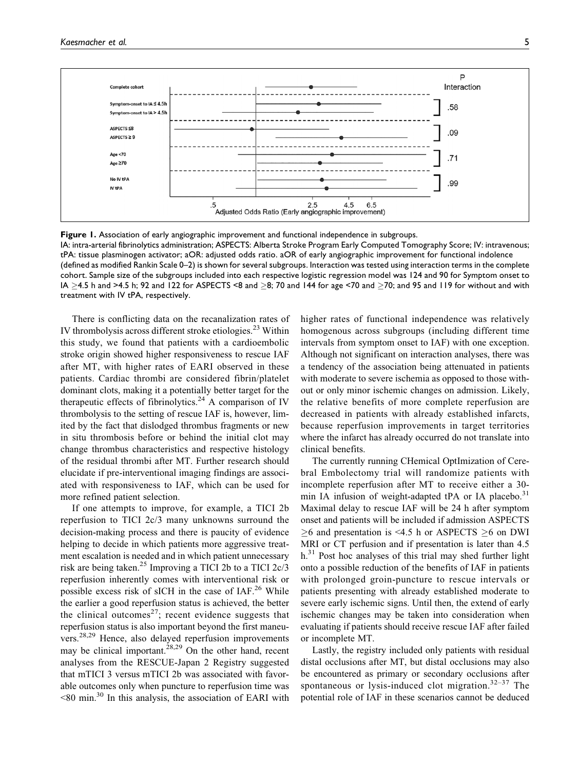**Figure 1.** Association of early angiographic improvement and functional independence in subgroups.

IA: intra-arterial fibrinolytics administration; ASPECTS: Alberta Stroke Program Early Computed Tomography Score; IV: intravenous; tPA: tissue plasminogen activator; aOR: adjusted odds ratio. aOR of early angiographic improvement for functional indolence (defined as modified Rankin Scale 0–2) is shown for several subgroups. Interaction was tested using interaction terms in the complete cohort. Sample size of the subgroups included into each respective logistic regression model was 124 and 90 for Symptom onset to IA ≥4.5 h and >4.5 h; 92 and 122 for ASPECTS <8 and ≥8; 70 and 144 for age <70 and ≥70; and 95 and 119 for without and with treatment with IV tPA, respectively.

There is conflicting data on the recanalization rates of IV thrombolysis across different stroke etiologies.[23] Within this study, we found that patients with a cardioembolic stroke origin showed higher responsiveness to rescue IAF after MT, with higher rates of EARI observed in these patients. Cardiac thrombi are considered fibrin/platelet dominant clots, making it a potentially better target for the therapeutic effects of fibrinolytics.[24] A comparison of IV thrombolysis to the setting of rescue IAF is, however, limited by the fact that dislodged thrombus fragments or new in situ thrombosis before or behind the initial clot may change thrombus characteristics and respective histology of the residual thrombi after MT. Further research should elucidate if pre-interventional imaging findings are associated with responsiveness to IAF, which can be used for more refined patient selection.

If one attempts to improve, for example, a TICI 2b reperfusion to TICI 2c/3 many unknowns surround the decision-making process and there is paucity of evidence helping to decide in which patients more aggressive treatment escalation is needed and in which patient unnecessary risk are being taken.[25] Improving a TICI 2b to a TICI 2c/3 reperfusion inherently comes with interventional risk or possible excess risk of sICH in the case of IAF.[26] While the earlier a good reperfusion status is achieved, the better the clinical outcomes[27]; recent evidence suggests that reperfusion status is also important beyond the first maneuvers.[28,29] Hence, also delayed reperfusion improvements may be clinical important.[28,29] On the other hand, recent analyses from the RESCUE-Japan 2 Registry suggested that mTICI 3 versus mTICI 2b was associated with favorable outcomes only when puncture to reperfusion time was <80 min.[30] In this analysis, the association of EARI with higher rates of functional independence was relatively homogenous across subgroups (including different time intervals from symptom onset to IAF) with one exception. Although not significant on interaction analyses, there was a tendency of the association being attenuated in patients with moderate to severe ischemia as opposed to those without or only minor ischemic changes on admission. Likely, the relative benefits of more complete reperfusion are decreased in patients with already established infarcts, because reperfusion improvements in target territories where the infarct has already occurred do not translate into clinical benefits.

The currently running CHemical OptImization of Cerebral Embolectomy trial will randomize patients with incomplete reperfusion after MT to receive either a 30-min IA infusion of weight-adapted tPA or IA placebo.[31] Maximal delay to rescue IAF will be 24 h after symptom onset and patients will be included if admission ASPECTS ≥6 and presentation is <4.5 h or ASPECTS ≥6 on DWI MRI or CT perfusion and if presentation is later than 4.5 h.[31] Post hoc analyses of this trial may shed further light onto a possible reduction of the benefits of IAF in patients with prolonged groin-puncture to rescue intervals or patients presenting with already established moderate to severe early ischemic signs. Until then, the extend of early ischemic changes may be taken into consideration when evaluating if patients should receive rescue IAF after failed or incomplete MT.

Lastly, the registry included only patients with residual distal occlusions after MT, but distal occlusions may also be encountered as primary or secondary occlusions after spontaneous or lysis-induced clot migration.[32–37] The potential role of IAF in these scenarios cannot be deduced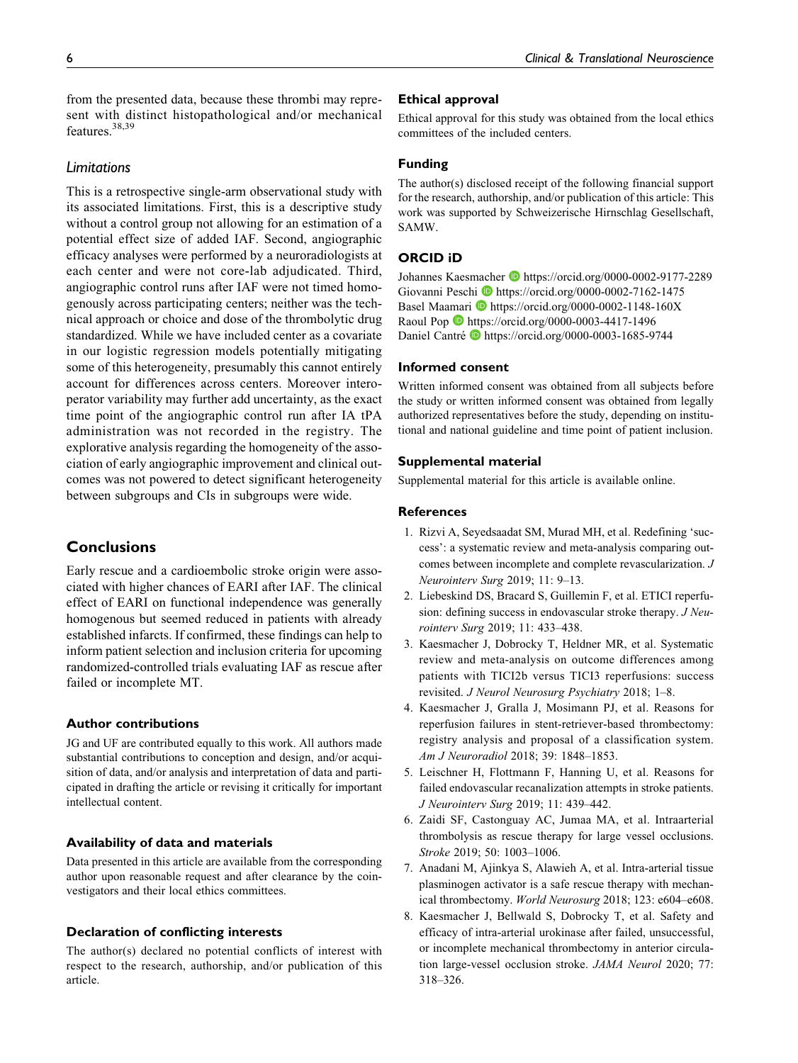from the presented data, because these thrombi may represent with distinct histopathological and/or mechanical features.[38,39]

### Limitations

This is a retrospective single-arm observational study with its associated limitations. First, this is a descriptive study without a control group not allowing for an estimation of a potential effect size of added IAF. Second, angiographic efficacy analyses were performed by a neuroradiologists at each center and were not core-lab adjudicated. Third, angiographic control runs after IAF were not timed homogenously across participating centers; neither was the technical approach or choice and dose of the thrombolytic drug standardized. While we have included center as a covariate in our logistic regression models potentially mitigating some of this heterogeneity, presumably this cannot entirely account for differences across centers. Moreover interoperator variability may further add uncertainty, as the exact time point of the angiographic control run after IA tPA administration was not recorded in the registry. The explorative analysis regarding the homogeneity of the association of early angiographic improvement and clinical outcomes was not powered to detect significant heterogeneity between subgroups and CIs in subgroups were wide.

## Conclusions

Early rescue and a cardioembolic stroke origin were associated with higher chances of EARI after IAF. The clinical effect of EARI on functional independence was generally homogenous but seemed reduced in patients with already established infarcts. If confirmed, these findings can help to inform patient selection and inclusion criteria for upcoming randomized-controlled trials evaluating IAF as rescue after failed or incomplete MT.

### Author contributions

JG and UF are contributed equally to this work. All authors made substantial contributions to conception and design, and/or acquisition of data, and/or analysis and interpretation of data and participated in drafting the article or revising it critically for important intellectual content.

### Availability of data and materials

Data presented in this article are available from the corresponding author upon reasonable request and after clearance by the coinvestigators and their local ethics committees.

### Declaration of conflicting interests

The author(s) declared no potential conflicts of interest with respect to the research, authorship, and/or publication of this article.

### Ethical approval

Ethical approval for this study was obtained from the local ethics committees of the included centers.

### Funding

The author(s) disclosed receipt of the following financial support for the research, authorship, and/or publication of this article: This work was supported by Schweizerische Hirnschlag Gesellschaft, SAMW.

### ORCID iD

Johannes Kaesmacher https://orcid.org/0000-0002-9177-2289
Giovanni Peschi https://orcid.org/0000-0002-7162-1475
Basel Maamari https://orcid.org/0000-0002-1148-160X
Raoul Pop https://orcid.org/0000-0003-4417-1496
Daniel Cantré https://orcid.org/0000-0003-1685-9744

### Informed consent

Written informed consent was obtained from all subjects before the study or written informed consent was obtained from legally authorized representatives before the study, depending on institutional and national guideline and time point of patient inclusion.

### Supplemental material

Supplemental material for this article is available online.

### References

1. Rizvi A, Seyedsaadat SM, Murad MH, et al. Redefining 'success': a systematic review and meta-analysis comparing outcomes between incomplete and complete revascularization. *J Neurointerv Surg* 2019; 11: 9–13.
2. Liebeskind DS, Bracard S, Guillemin F, et al. ETICI reperfusion: defining success in endovascular stroke therapy. *J Neurointerv Surg* 2019; 11: 433–438.
3. Kaesmacher J, Dobrocky T, Heldner MR, et al. Systematic review and meta-analysis on outcome differences among patients with TICI2b versus TICI3 reperfusions: success revisited. *J Neurol Neurosurg Psychiatry* 2018; 1–8.
4. Kaesmacher J, Gralla J, Mosimann PJ, et al. Reasons for reperfusion failures in stent-retriever-based thrombectomy: registry analysis and proposal of a classification system. *Am J Neuroradiol* 2018; 39: 1848–1853.
5. Leischner H, Flottmann F, Hanning U, et al. Reasons for failed endovascular recanalization attempts in stroke patients. *J Neurointerv Surg* 2019; 11: 439–442.
6. Zaidi SF, Castonguay AC, Jumaa MA, et al. Intraarterial thrombolysis as rescue therapy for large vessel occlusions. *Stroke* 2019; 50: 1003–1006.
7. Anadani M, Ajinkya S, Alawieh A, et al. Intra-arterial tissue plasminogen activator is a safe rescue therapy with mechanical thrombectomy. *World Neurosurg* 2018; 123: e604–e608.
8. Kaesmacher J, Bellwald S, Dobrocky T, et al. Safety and efficacy of intra-arterial urokinase after failed, unsuccessful, or incomplete mechanical thrombectomy in anterior circulation large-vessel occlusion stroke. *JAMA Neurol* 2020; 77: 318–326.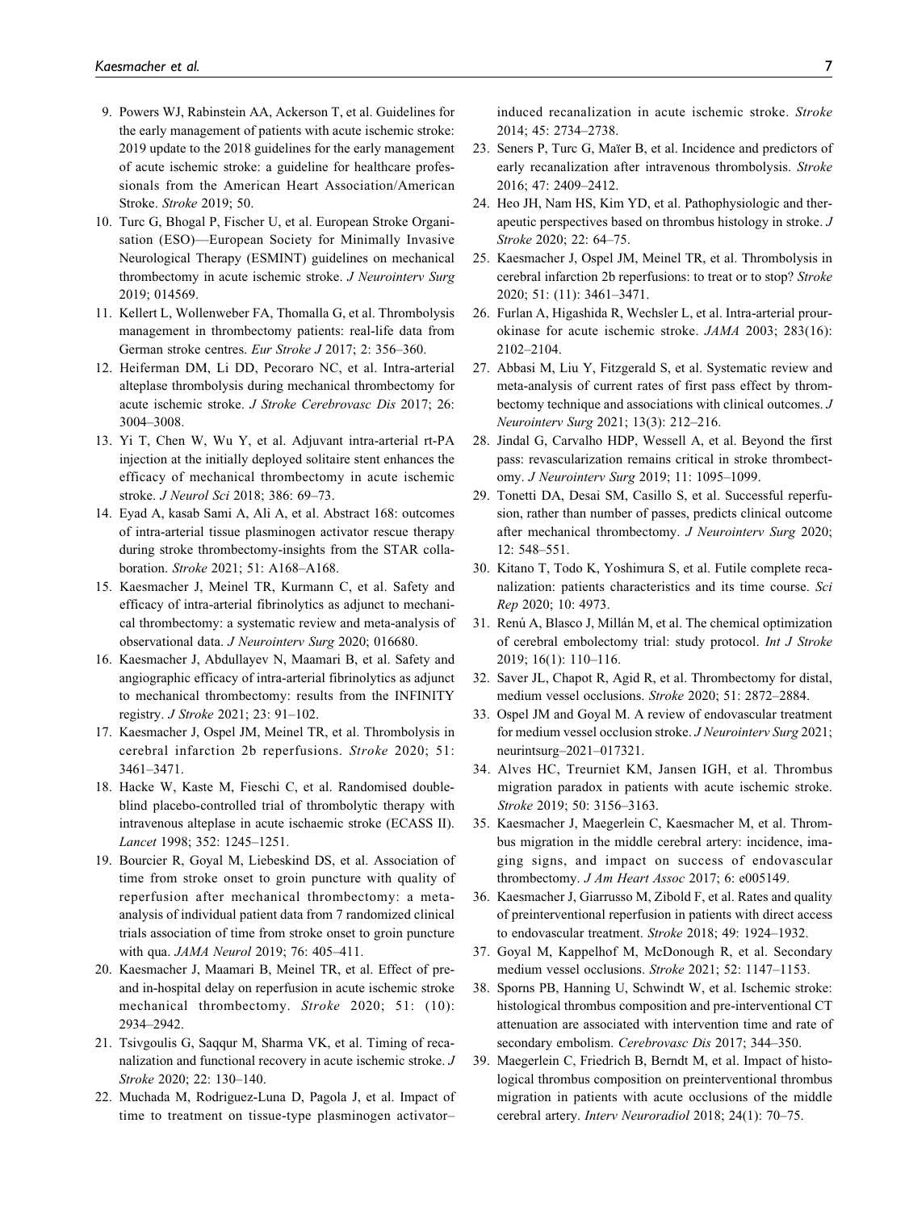9. Powers WJ, Rabinstein AA, Ackerson T, et al. Guidelines for the early management of patients with acute ischemic stroke: 2019 update to the 2018 guidelines for the early management of acute ischemic stroke: a guideline for healthcare professionals from the American Heart Association/American Stroke. *Stroke* 2019; 50.
10. Turc G, Bhogal P, Fischer U, et al. European Stroke Organisation (ESO)—European Society for Minimally Invasive Neurological Therapy (ESMINT) guidelines on mechanical thrombectomy in acute ischemic stroke. *J Neurointerv Surg* 2019; 014569.
11. Kellert L, Wollenweber FA, Thomalla G, et al. Thrombolysis management in thrombectomy patients: real-life data from German stroke centres. *Eur Stroke J* 2017; 2: 356–360.
12. Heiferman DM, Li DD, Pecoraro NC, et al. Intra-arterial alteplase thrombolysis during mechanical thrombectomy for acute ischemic stroke. *J Stroke Cerebrovasc Dis* 2017; 26: 3004–3008.
13. Yi T, Chen W, Wu Y, et al. Adjuvant intra-arterial rt-PA injection at the initially deployed solitaire stent enhances the efficacy of mechanical thrombectomy in acute ischemic stroke. *J Neurol Sci* 2018; 386: 69–73.
14. Eyad A, kasab Sami A, Ali A, et al. Abstract 168: outcomes of intra-arterial tissue plasminogen activator rescue therapy during stroke thrombectomy-insights from the STAR collaboration. *Stroke* 2021; 51: A168–A168.
15. Kaesmacher J, Meinel TR, Kurmann C, et al. Safety and efficacy of intra-arterial fibrinolytics as adjunct to mechanical thrombectomy: a systematic review and meta-analysis of observational data. *J Neurointerv Surg* 2020; 016680.
16. Kaesmacher J, Abdullayev N, Maamari B, et al. Safety and angiographic efficacy of intra-arterial fibrinolytics as adjunct to mechanical thrombectomy: results from the INFINITY registry. *J Stroke* 2021; 23: 91–102.
17. Kaesmacher J, Ospel JM, Meinel TR, et al. Thrombolysis in cerebral infarction 2b reperfusions. *Stroke* 2020; 51: 3461–3471.
18. Hacke W, Kaste M, Fieschi C, et al. Randomised double-blind placebo-controlled trial of thrombolytic therapy with intravenous alteplase in acute ischaemic stroke (ECASS II). *Lancet* 1998; 352: 1245–1251.
19. Bourcier R, Goyal M, Liebeskind DS, et al. Association of time from stroke onset to groin puncture with quality of reperfusion after mechanical thrombectomy: a meta-analysis of individual patient data from 7 randomized clinical trials association of time from stroke onset to groin puncture with qua. *JAMA Neurol* 2019; 76: 405–411.
20. Kaesmacher J, Maamari B, Meinel TR, et al. Effect of pre-and in-hospital delay on reperfusion in acute ischemic stroke mechanical thrombectomy. *Stroke* 2020; 51: (10): 2934–2942.
21. Tsivgoulis G, Saqqur M, Sharma VK, et al. Timing of recanalization and functional recovery in acute ischemic stroke. *J Stroke* 2020; 22: 130–140.
22. Muchada M, Rodriguez-Luna D, Pagola J, et al. Impact of time to treatment on tissue-type plasminogen activator–induced recanalization in acute ischemic stroke. *Stroke* 2014; 45: 2734–2738.
23. Seners P, Turc G, Maïer B, et al. Incidence and predictors of early recanalization after intravenous thrombolysis. *Stroke* 2016; 47: 2409–2412.
24. Heo JH, Nam HS, Kim YD, et al. Pathophysiologic and therapeutic perspectives based on thrombus histology in stroke. *J Stroke* 2020; 22: 64–75.
25. Kaesmacher J, Ospel JM, Meinel TR, et al. Thrombolysis in cerebral infarction 2b reperfusions: to treat or to stop? *Stroke* 2020; 51: (11): 3461–3471.
26. Furlan A, Higashida R, Wechsler L, et al. Intra-arterial prourokinase for acute ischemic stroke. *JAMA* 2003; 283(16): 2102–2104.
27. Abbasi M, Liu Y, Fitzgerald S, et al. Systematic review and meta-analysis of current rates of first pass effect by thrombectomy technique and associations with clinical outcomes. *J Neurointerv Surg* 2021; 13(3): 212–216.
28. Jindal G, Carvalho HDP, Wessell A, et al. Beyond the first pass: revascularization remains critical in stroke thrombectomy. *J Neurointerv Surg* 2019; 11: 1095–1099.
29. Tonetti DA, Desai SM, Casillo S, et al. Successful reperfusion, rather than number of passes, predicts clinical outcome after mechanical thrombectomy. *J Neurointerv Surg* 2020; 12: 548–551.
30. Kitano T, Todo K, Yoshimura S, et al. Futile complete recanalization: patients characteristics and its time course. *Sci Rep* 2020; 10: 4973.
31. Renú A, Blasco J, Millán M, et al. The chemical optimization of cerebral embolectomy trial: study protocol. *Int J Stroke* 2019; 16(1): 110–116.
32. Saver JL, Chapot R, Agid R, et al. Thrombectomy for distal, medium vessel occlusions. *Stroke* 2020; 51: 2872–2884.
33. Ospel JM and Goyal M. A review of endovascular treatment for medium vessel occlusion stroke. *J Neurointerv Surg* 2021; neurintsurg–2021–017321.
34. Alves HC, Treurniet KM, Jansen IGH, et al. Thrombus migration paradox in patients with acute ischemic stroke. *Stroke* 2019; 50: 3156–3163.
35. Kaesmacher J, Maegerlein C, Kaesmacher M, et al. Thrombus migration in the middle cerebral artery: incidence, imaging signs, and impact on success of endovascular thrombectomy. *J Am Heart Assoc* 2017; 6: e005149.
36. Kaesmacher J, Giarrusso M, Zibold F, et al. Rates and quality of preinterventional reperfusion in patients with direct access to endovascular treatment. *Stroke* 2018; 49: 1924–1932.
37. Goyal M, Kappelhof M, McDonough R, et al. Secondary medium vessel occlusions. *Stroke* 2021; 52: 1147–1153.
38. Sporns PB, Hanning U, Schwindt W, et al. Ischemic stroke: histological thrombus composition and pre-interventional CT attenuation are associated with intervention time and rate of secondary embolism. *Cerebrovasc Dis* 2017; 344–350.
39. Maegerlein C, Friedrich B, Berndt M, et al. Impact of histological thrombus composition on preinterventional thrombus migration in patients with acute occlusions of the middle cerebral artery. *Interv Neuroradiol* 2018; 24(1): 70–75.